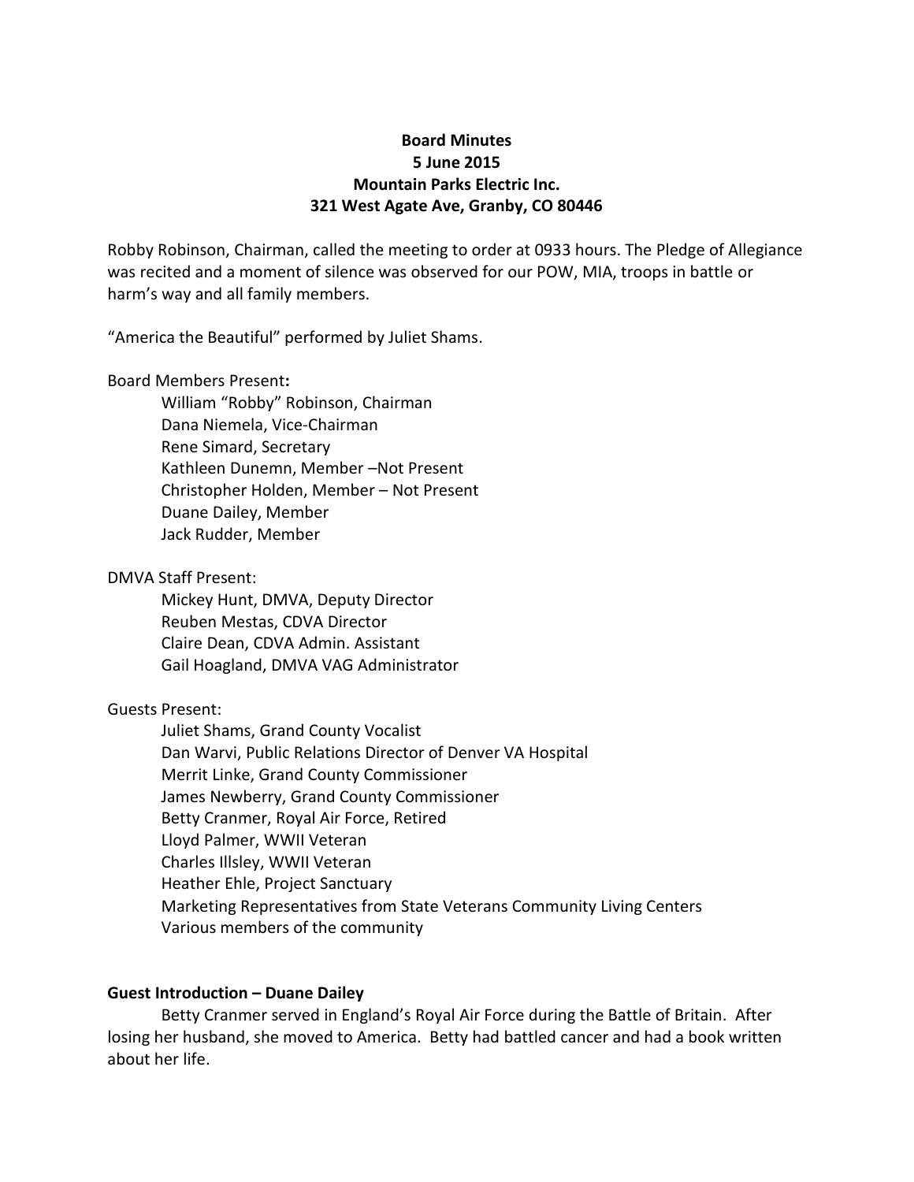**Board Minutes**
**5 June 2015**
**Mountain Parks Electric Inc.**
**321 West Agate Ave, Granby, CO 80446**

Robby Robinson, Chairman, called the meeting to order at 0933 hours. The Pledge of Allegiance was recited and a moment of silence was observed for our POW, MIA, troops in battle or harm's way and all family members.

"America the Beautiful" performed by Juliet Shams.

Board Members Present**:**

- William "Robby" Robinson, Chairman
- Dana Niemela, Vice-Chairman
- Rene Simard, Secretary
- Kathleen Dunemn, Member –Not Present
- Christopher Holden, Member – Not Present
- Duane Dailey, Member
- Jack Rudder, Member

DMVA Staff Present:

- Mickey Hunt, DMVA, Deputy Director
- Reuben Mestas, CDVA Director
- Claire Dean, CDVA Admin. Assistant
- Gail Hoagland, DMVA VAG Administrator

Guests Present:

- Juliet Shams, Grand County Vocalist
- Dan Warvi, Public Relations Director of Denver VA Hospital
- Merrit Linke, Grand County Commissioner
- James Newberry, Grand County Commissioner
- Betty Cranmer, Royal Air Force, Retired
- Lloyd Palmer, WWII Veteran
- Charles Illsley, WWII Veteran
- Heather Ehle, Project Sanctuary
- Marketing Representatives from State Veterans Community Living Centers
- Various members of the community

**Guest Introduction – Duane Dailey**

Betty Cranmer served in England's Royal Air Force during the Battle of Britain. After losing her husband, she moved to America. Betty had battled cancer and had a book written about her life.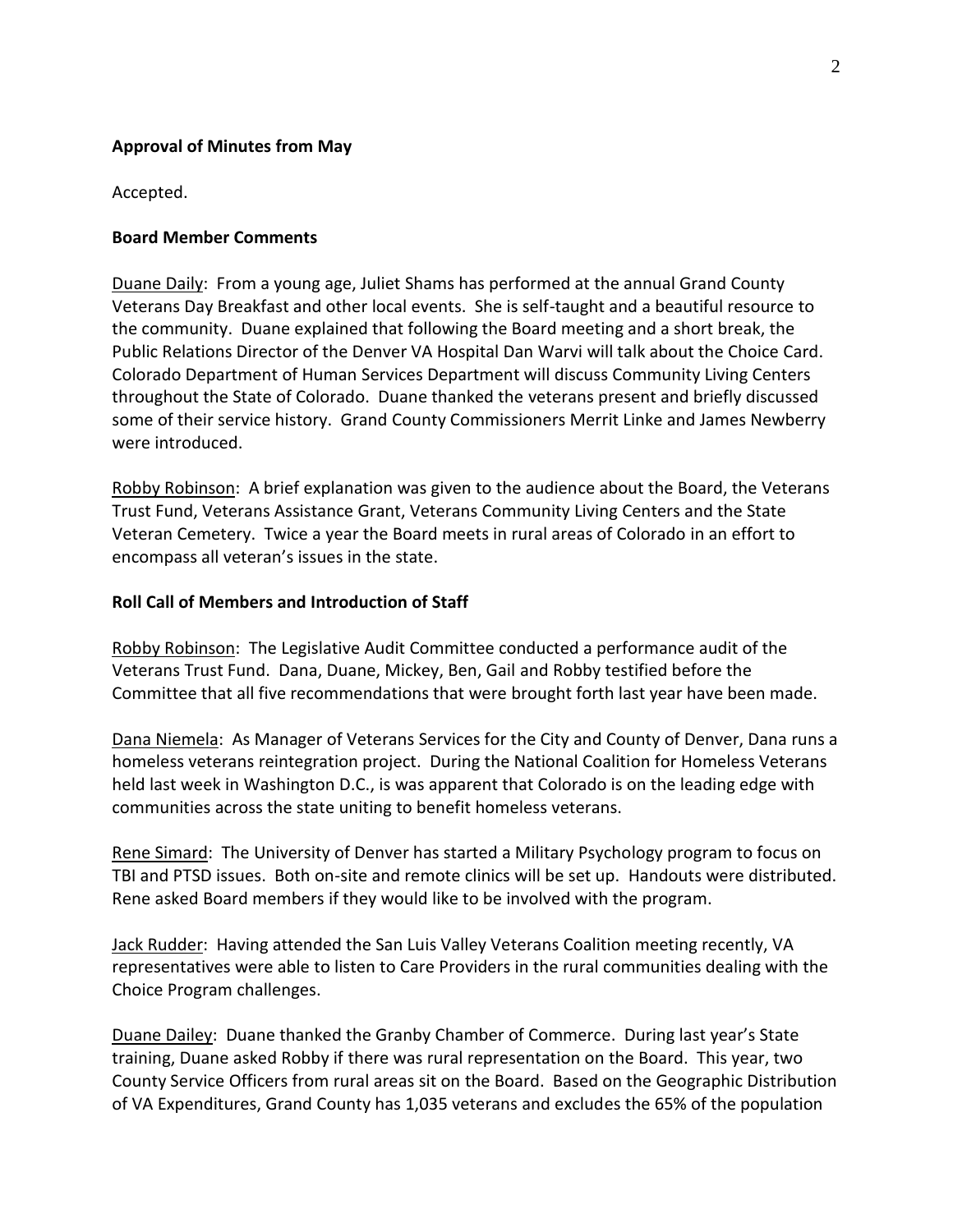**Approval of Minutes from May**

Accepted.

**Board Member Comments**

Duane Daily: From a young age, Juliet Shams has performed at the annual Grand County Veterans Day Breakfast and other local events. She is self-taught and a beautiful resource to the community. Duane explained that following the Board meeting and a short break, the Public Relations Director of the Denver VA Hospital Dan Warvi will talk about the Choice Card. Colorado Department of Human Services Department will discuss Community Living Centers throughout the State of Colorado. Duane thanked the veterans present and briefly discussed some of their service history. Grand County Commissioners Merrit Linke and James Newberry were introduced.

Robby Robinson: A brief explanation was given to the audience about the Board, the Veterans Trust Fund, Veterans Assistance Grant, Veterans Community Living Centers and the State Veteran Cemetery. Twice a year the Board meets in rural areas of Colorado in an effort to encompass all veteran's issues in the state.

**Roll Call of Members and Introduction of Staff**

Robby Robinson: The Legislative Audit Committee conducted a performance audit of the Veterans Trust Fund. Dana, Duane, Mickey, Ben, Gail and Robby testified before the Committee that all five recommendations that were brought forth last year have been made.

Dana Niemela: As Manager of Veterans Services for the City and County of Denver, Dana runs a homeless veterans reintegration project. During the National Coalition for Homeless Veterans held last week in Washington D.C., is was apparent that Colorado is on the leading edge with communities across the state uniting to benefit homeless veterans.

Rene Simard: The University of Denver has started a Military Psychology program to focus on TBI and PTSD issues. Both on-site and remote clinics will be set up. Handouts were distributed. Rene asked Board members if they would like to be involved with the program.

Jack Rudder: Having attended the San Luis Valley Veterans Coalition meeting recently, VA representatives were able to listen to Care Providers in the rural communities dealing with the Choice Program challenges.

Duane Dailey: Duane thanked the Granby Chamber of Commerce. During last year's State training, Duane asked Robby if there was rural representation on the Board. This year, two County Service Officers from rural areas sit on the Board. Based on the Geographic Distribution of VA Expenditures, Grand County has 1,035 veterans and excludes the 65% of the population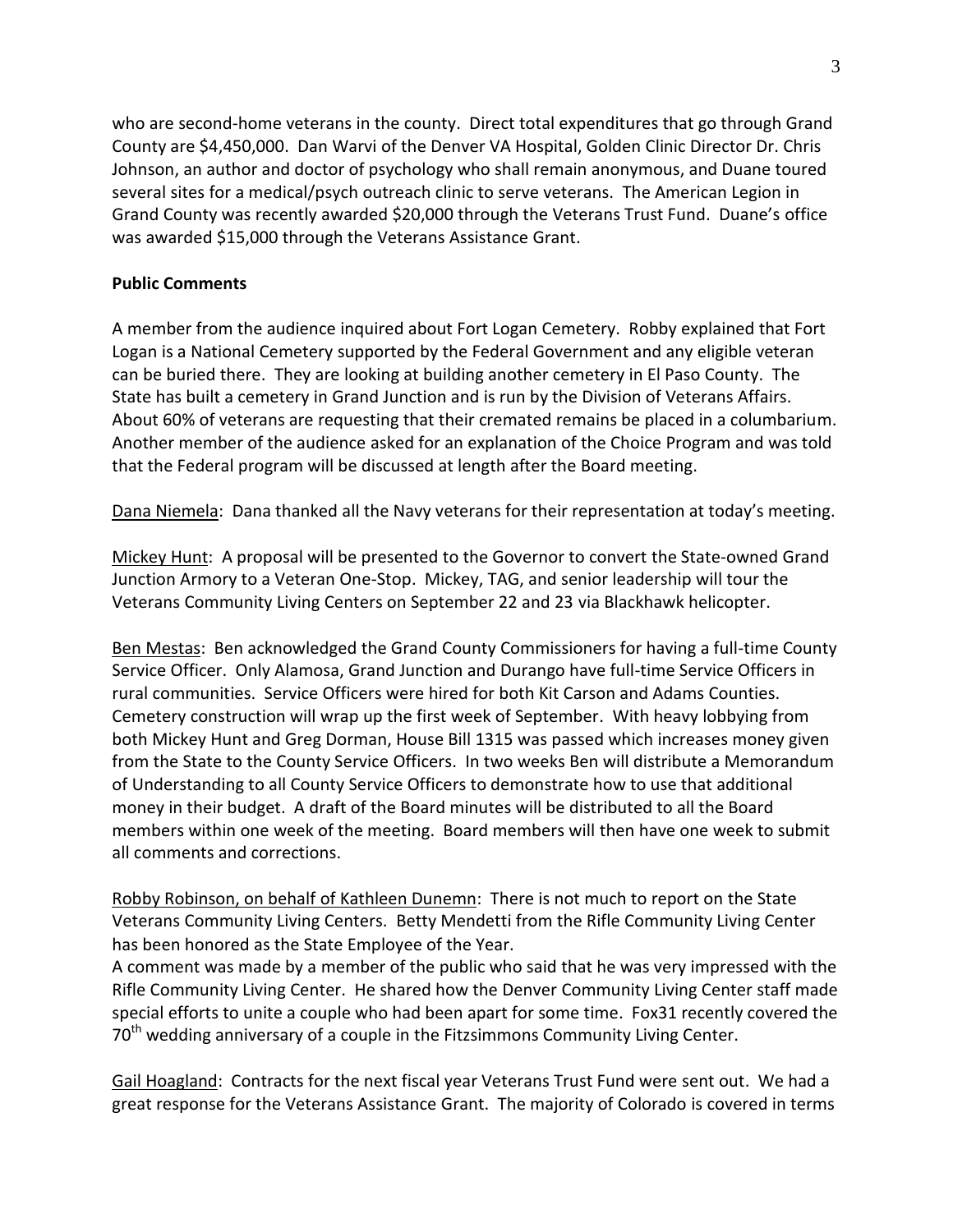who are second-home veterans in the county. Direct total expenditures that go through Grand County are $4,450,000. Dan Warvi of the Denver VA Hospital, Golden Clinic Director Dr. Chris Johnson, an author and doctor of psychology who shall remain anonymous, and Duane toured several sites for a medical/psych outreach clinic to serve veterans. The American Legion in Grand County was recently awarded $20,000 through the Veterans Trust Fund. Duane's office was awarded $15,000 through the Veterans Assistance Grant.

**Public Comments**

A member from the audience inquired about Fort Logan Cemetery. Robby explained that Fort Logan is a National Cemetery supported by the Federal Government and any eligible veteran can be buried there. They are looking at building another cemetery in El Paso County. The State has built a cemetery in Grand Junction and is run by the Division of Veterans Affairs. About 60% of veterans are requesting that their cremated remains be placed in a columbarium. Another member of the audience asked for an explanation of the Choice Program and was told that the Federal program will be discussed at length after the Board meeting.

Dana Niemela: Dana thanked all the Navy veterans for their representation at today's meeting.

Mickey Hunt: A proposal will be presented to the Governor to convert the State-owned Grand Junction Armory to a Veteran One-Stop. Mickey, TAG, and senior leadership will tour the Veterans Community Living Centers on September 22 and 23 via Blackhawk helicopter.

Ben Mestas: Ben acknowledged the Grand County Commissioners for having a full-time County Service Officer. Only Alamosa, Grand Junction and Durango have full-time Service Officers in rural communities. Service Officers were hired for both Kit Carson and Adams Counties. Cemetery construction will wrap up the first week of September. With heavy lobbying from both Mickey Hunt and Greg Dorman, House Bill 1315 was passed which increases money given from the State to the County Service Officers. In two weeks Ben will distribute a Memorandum of Understanding to all County Service Officers to demonstrate how to use that additional money in their budget. A draft of the Board minutes will be distributed to all the Board members within one week of the meeting. Board members will then have one week to submit all comments and corrections.

Robby Robinson, on behalf of Kathleen Dunemn: There is not much to report on the State Veterans Community Living Centers. Betty Mendetti from the Rifle Community Living Center has been honored as the State Employee of the Year.
A comment was made by a member of the public who said that he was very impressed with the Rifle Community Living Center. He shared how the Denver Community Living Center staff made special efforts to unite a couple who had been apart for some time. Fox31 recently covered the 70th wedding anniversary of a couple in the Fitzsimmons Community Living Center.

Gail Hoagland: Contracts for the next fiscal year Veterans Trust Fund were sent out. We had a great response for the Veterans Assistance Grant. The majority of Colorado is covered in terms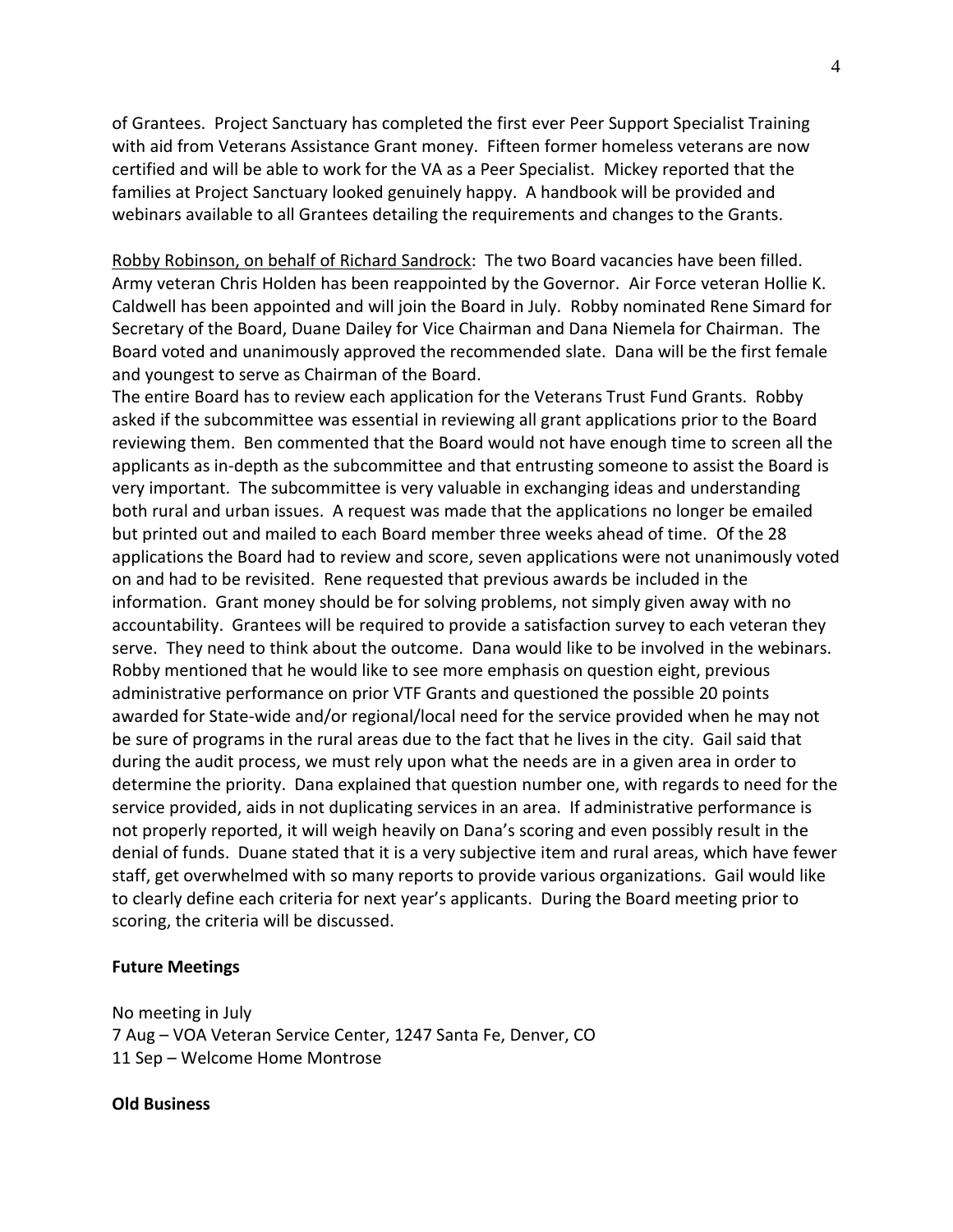of Grantees. Project Sanctuary has completed the first ever Peer Support Specialist Training with aid from Veterans Assistance Grant money. Fifteen former homeless veterans are now certified and will be able to work for the VA as a Peer Specialist. Mickey reported that the families at Project Sanctuary looked genuinely happy. A handbook will be provided and webinars available to all Grantees detailing the requirements and changes to the Grants.

<u>Robby Robinson, on behalf of Richard Sandrock</u>: The two Board vacancies have been filled. Army veteran Chris Holden has been reappointed by the Governor. Air Force veteran Hollie K. Caldwell has been appointed and will join the Board in July. Robby nominated Rene Simard for Secretary of the Board, Duane Dailey for Vice Chairman and Dana Niemela for Chairman. The Board voted and unanimously approved the recommended slate. Dana will be the first female and youngest to serve as Chairman of the Board.

The entire Board has to review each application for the Veterans Trust Fund Grants. Robby asked if the subcommittee was essential in reviewing all grant applications prior to the Board reviewing them. Ben commented that the Board would not have enough time to screen all the applicants as in-depth as the subcommittee and that entrusting someone to assist the Board is very important. The subcommittee is very valuable in exchanging ideas and understanding both rural and urban issues. A request was made that the applications no longer be emailed but printed out and mailed to each Board member three weeks ahead of time. Of the 28 applications the Board had to review and score, seven applications were not unanimously voted on and had to be revisited. Rene requested that previous awards be included in the information. Grant money should be for solving problems, not simply given away with no accountability. Grantees will be required to provide a satisfaction survey to each veteran they serve. They need to think about the outcome. Dana would like to be involved in the webinars. Robby mentioned that he would like to see more emphasis on question eight, previous administrative performance on prior VTF Grants and questioned the possible 20 points awarded for State-wide and/or regional/local need for the service provided when he may not be sure of programs in the rural areas due to the fact that he lives in the city. Gail said that during the audit process, we must rely upon what the needs are in a given area in order to determine the priority. Dana explained that question number one, with regards to need for the service provided, aids in not duplicating services in an area. If administrative performance is not properly reported, it will weigh heavily on Dana's scoring and even possibly result in the denial of funds. Duane stated that it is a very subjective item and rural areas, which have fewer staff, get overwhelmed with so many reports to provide various organizations. Gail would like to clearly define each criteria for next year's applicants. During the Board meeting prior to scoring, the criteria will be discussed.

**Future Meetings**

No meeting in July
7 Aug – VOA Veteran Service Center, 1247 Santa Fe, Denver, CO
11 Sep – Welcome Home Montrose

**Old Business**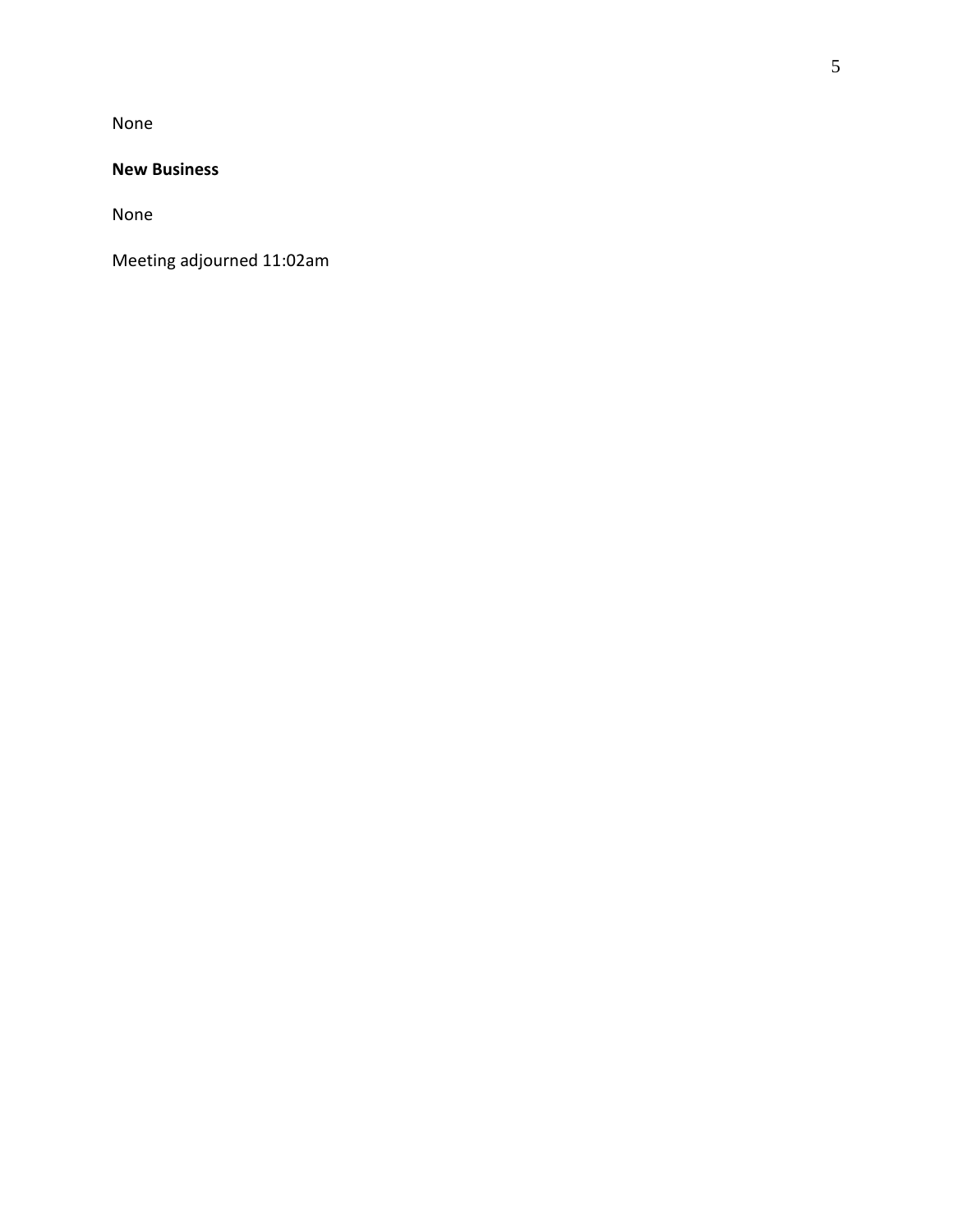None

**New Business**

None

Meeting adjourned 11:02am